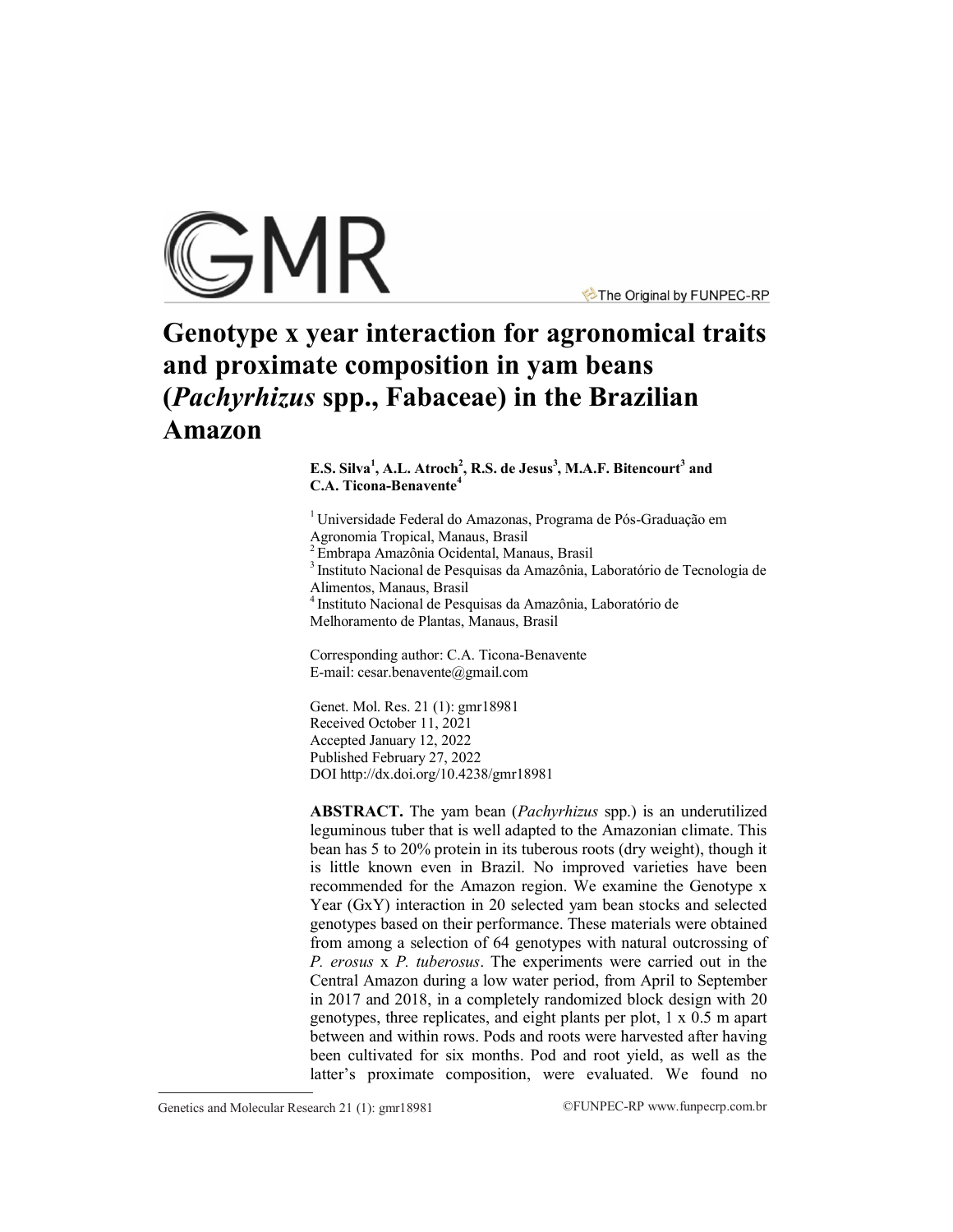# Genotype x year interaction for agronomical traits and proximate composition in yam beans (*Pachyrhizus* spp., Fabaceae) in the Brazilian Amazon

**E.S. Silva[1], A.L. Atroch[2], R.S. de Jesus[3], M.A.F. Bitencourt[3] and C.A. Ticona-Benavente[4]**

[1] Universidade Federal do Amazonas, Programa de Pós-Graduação em Agronomia Tropical, Manaus, Brasil
[2] Embrapa Amazônia Ocidental, Manaus, Brasil
[3] Instituto Nacional de Pesquisas da Amazônia, Laboratório de Tecnologia de Alimentos, Manaus, Brasil
[4] Instituto Nacional de Pesquisas da Amazônia, Laboratório de Melhoramento de Plantas, Manaus, Brasil

Corresponding author: C.A. Ticona-Benavente
E-mail: cesar.benavente@gmail.com

Genet. Mol. Res. 21 (1): gmr18981
Received October 11, 2021
Accepted January 12, 2022
Published February 27, 2022
DOI http://dx.doi.org/10.4238/gmr18981

**ABSTRACT.** The yam bean (*Pachyrhizus* spp.) is an underutilized leguminous tuber that is well adapted to the Amazonian climate. This bean has 5 to 20% protein in its tuberous roots (dry weight), though it is little known even in Brazil. No improved varieties have been recommended for the Amazon region. We examine the Genotype x Year (GxY) interaction in 20 selected yam bean stocks and selected genotypes based on their performance. These materials were obtained from among a selection of 64 genotypes with natural outcrossing of *P. erosus* x *P. tuberosus*. The experiments were carried out in the Central Amazon during a low water period, from April to September in 2017 and 2018, in a completely randomized block design with 20 genotypes, three replicates, and eight plants per plot, 1 x 0.5 m apart between and within rows. Pods and roots were harvested after having been cultivated for six months. Pod and root yield, as well as the latter's proximate composition, were evaluated. We found no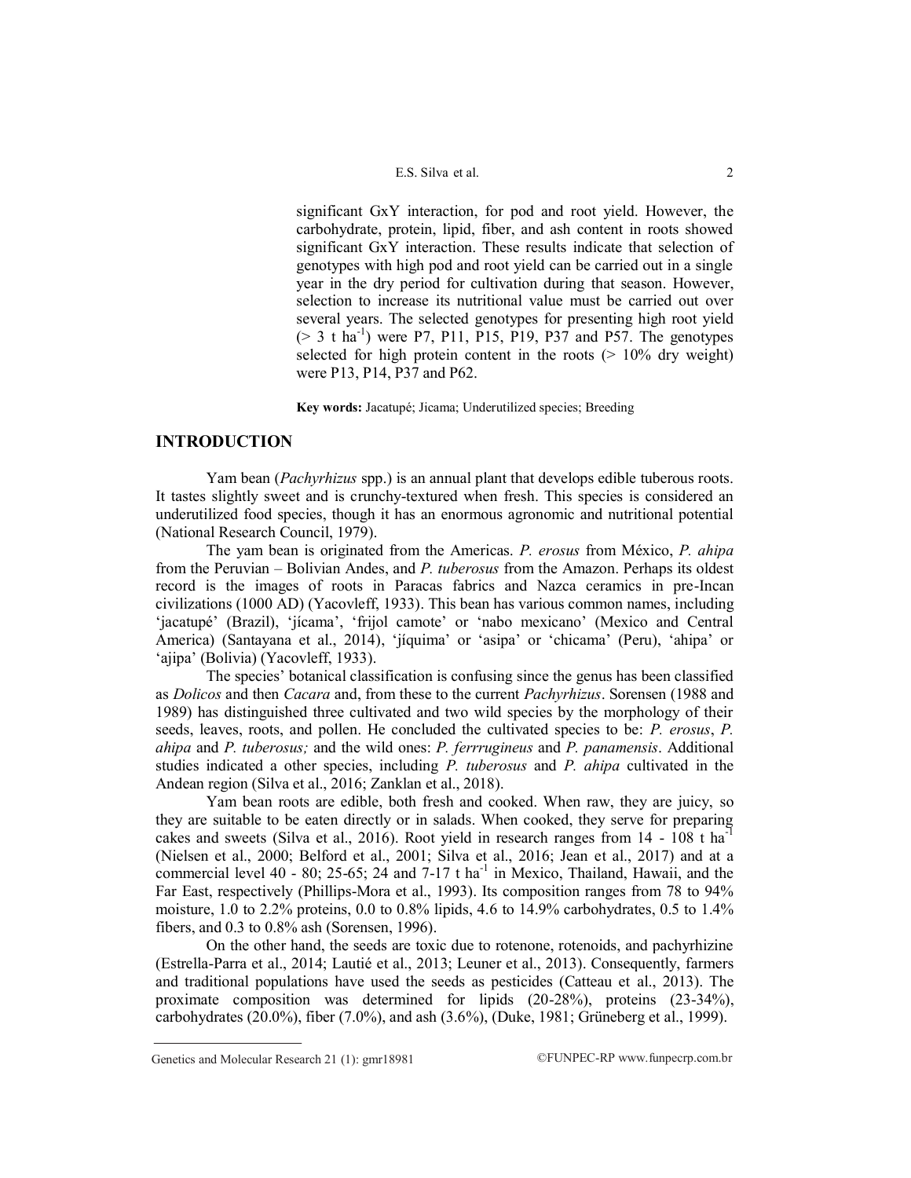significant GxY interaction, for pod and root yield. However, the carbohydrate, protein, lipid, fiber, and ash content in roots showed significant GxY interaction. These results indicate that selection of genotypes with high pod and root yield can be carried out in a single year in the dry period for cultivation during that season. However, selection to increase its nutritional value must be carried out over several years. The selected genotypes for presenting high root yield (> 3 t $ha^{-1}$) were P7, P11, P15, P19, P37 and P57. The genotypes selected for high protein content in the roots (> 10% dry weight) were P13, P14, P37 and P62.

**Key words:** Jacatupé; Jicama; Underutilized species; Breeding

## INTRODUCTION

Yam bean (*Pachyrhizus* spp.) is an annual plant that develops edible tuberous roots. It tastes slightly sweet and is crunchy-textured when fresh. This species is considered an underutilized food species, though it has an enormous agronomic and nutritional potential (National Research Council, 1979).

The yam bean is originated from the Americas. *P. erosus* from México, *P. ahipa* from the Peruvian – Bolivian Andes, and *P. tuberosus* from the Amazon. Perhaps its oldest record is the images of roots in Paracas fabrics and Nazca ceramics in pre-Incan civilizations (1000 AD) (Yacovleff, 1933). This bean has various common names, including 'jacatupé' (Brazil), 'jícama', 'frijol camote' or 'nabo mexicano' (Mexico and Central America) (Santayana et al., 2014), 'jíquima' or 'asipa' or 'chicama' (Peru), 'ahipa' or 'ajipa' (Bolivia) (Yacovleff, 1933).

The species' botanical classification is confusing since the genus has been classified as *Dolicos* and then *Cacara* and, from these to the current *Pachyrhizus*. Sorensen (1988 and 1989) has distinguished three cultivated and two wild species by the morphology of their seeds, leaves, roots, and pollen. He concluded the cultivated species to be: *P. erosus*, *P. ahipa* and *P. tuberosus;* and the wild ones: *P. ferrrugineus* and *P. panamensis*. Additional studies indicated a other species, including *P. tuberosus* and *P. ahipa* cultivated in the Andean region (Silva et al., 2016; Zanklan et al., 2018).

Yam bean roots are edible, both fresh and cooked. When raw, they are juicy, so they are suitable to be eaten directly or in salads. When cooked, they serve for preparing cakes and sweets (Silva et al., 2016). Root yield in research ranges from 14 - 108 t $ha^{-1}$ (Nielsen et al., 2000; Belford et al., 2001; Silva et al., 2016; Jean et al., 2017) and at a commercial level 40 - 80; 25-65; 24 and 7-17 t $ha^{-1}$ in Mexico, Thailand, Hawaii, and the Far East, respectively (Phillips-Mora et al., 1993). Its composition ranges from 78 to 94% moisture, 1.0 to 2.2% proteins, 0.0 to 0.8% lipids, 4.6 to 14.9% carbohydrates, 0.5 to 1.4% fibers, and 0.3 to 0.8% ash (Sorensen, 1996).

On the other hand, the seeds are toxic due to rotenone, rotenoids, and pachyrhizine (Estrella-Parra et al., 2014; Lautié et al., 2013; Leuner et al., 2013). Consequently, farmers and traditional populations have used the seeds as pesticides (Catteau et al., 2013). The proximate composition was determined for lipids (20-28%), proteins (23-34%), carbohydrates (20.0%), fiber (7.0%), and ash (3.6%), (Duke, 1981; Grüneberg et al., 1999).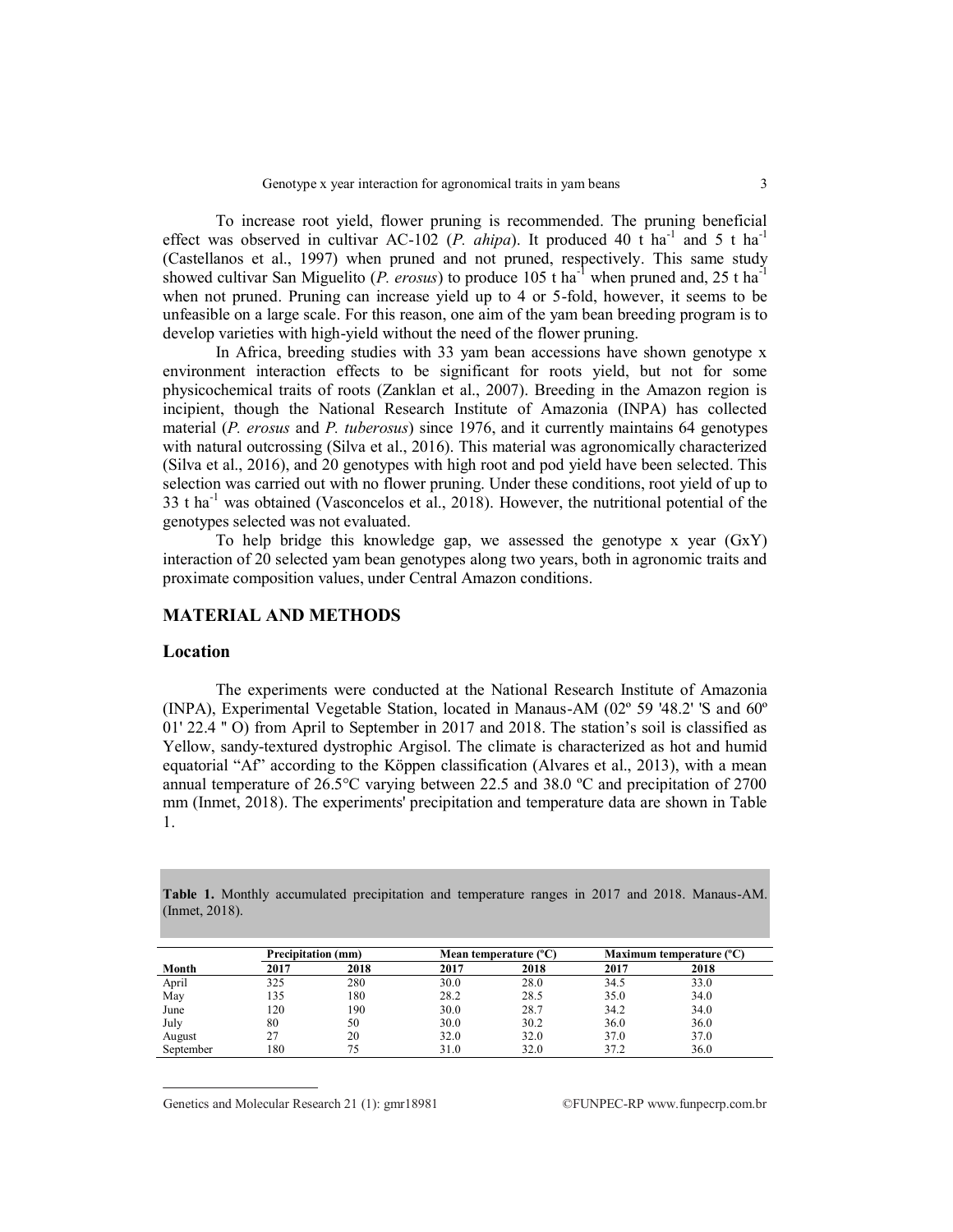To increase root yield, flower pruning is recommended. The pruning beneficial effect was observed in cultivar AC-102 (*P. ahipa*). It produced 40 t ha$^{-1}$ and 5 t ha$^{-1}$ (Castellanos et al., 1997) when pruned and not pruned, respectively. This same study showed cultivar San Miguelito (*P. erosus*) to produce 105 t ha$^{-1}$ when pruned and, 25 t ha$^{-1}$ when not pruned. Pruning can increase yield up to 4 or 5-fold, however, it seems to be unfeasible on a large scale. For this reason, one aim of the yam bean breeding program is to develop varieties with high-yield without the need of the flower pruning.

In Africa, breeding studies with 33 yam bean accessions have shown genotype x environment interaction effects to be significant for roots yield, but not for some physicochemical traits of roots (Zanklan et al., 2007). Breeding in the Amazon region is incipient, though the National Research Institute of Amazonia (INPA) has collected material (*P. erosus* and *P. tuberosus*) since 1976, and it currently maintains 64 genotypes with natural outcrossing (Silva et al., 2016). This material was agronomically characterized (Silva et al., 2016), and 20 genotypes with high root and pod yield have been selected. This selection was carried out with no flower pruning. Under these conditions, root yield of up to 33 t ha$^{-1}$ was obtained (Vasconcelos et al., 2018). However, the nutritional potential of the genotypes selected was not evaluated.

To help bridge this knowledge gap, we assessed the genotype x year (GxY) interaction of 20 selected yam bean genotypes along two years, both in agronomic traits and proximate composition values, under Central Amazon conditions.

## MATERIAL AND METHODS

### Location

The experiments were conducted at the National Research Institute of Amazonia (INPA), Experimental Vegetable Station, located in Manaus-AM (02º 59 '48.2' 'S and 60º 01' 22.4 " O) from April to September in 2017 and 2018. The station's soil is classified as Yellow, sandy-textured dystrophic Argisol. The climate is characterized as hot and humid equatorial "Af" according to the Köppen classification (Alvares et al., 2013), with a mean annual temperature of 26.5°C varying between 22.5 and 38.0 ºC and precipitation of 2700 mm (Inmet, 2018). The experiments' precipitation and temperature data are shown in Table 1.

**Table 1.** Monthly accumulated precipitation and temperature ranges in 2017 and 2018. Manaus-AM. (Inmet, 2018).

| | Precipitation (mm) | | Mean temperature (ºC) | | Maximum temperature (ºC) | |
|---|---|---|---|---|---|---|
| Month | 2017 | 2018 | 2017 | 2018 | 2017 | 2018 |
| April | 325 | 280 | 30.0 | 28.0 | 34.5 | 33.0 |
| May | 135 | 180 | 28.2 | 28.5 | 35.0 | 34.0 |
| June | 120 | 190 | 30.0 | 28.7 | 34.2 | 34.0 |
| July | 80 | 50 | 30.0 | 30.2 | 36.0 | 36.0 |
| August | 27 | 20 | 32.0 | 32.0 | 37.0 | 37.0 |
| September | 180 | 75 | 31.0 | 32.0 | 37.2 | 36.0 |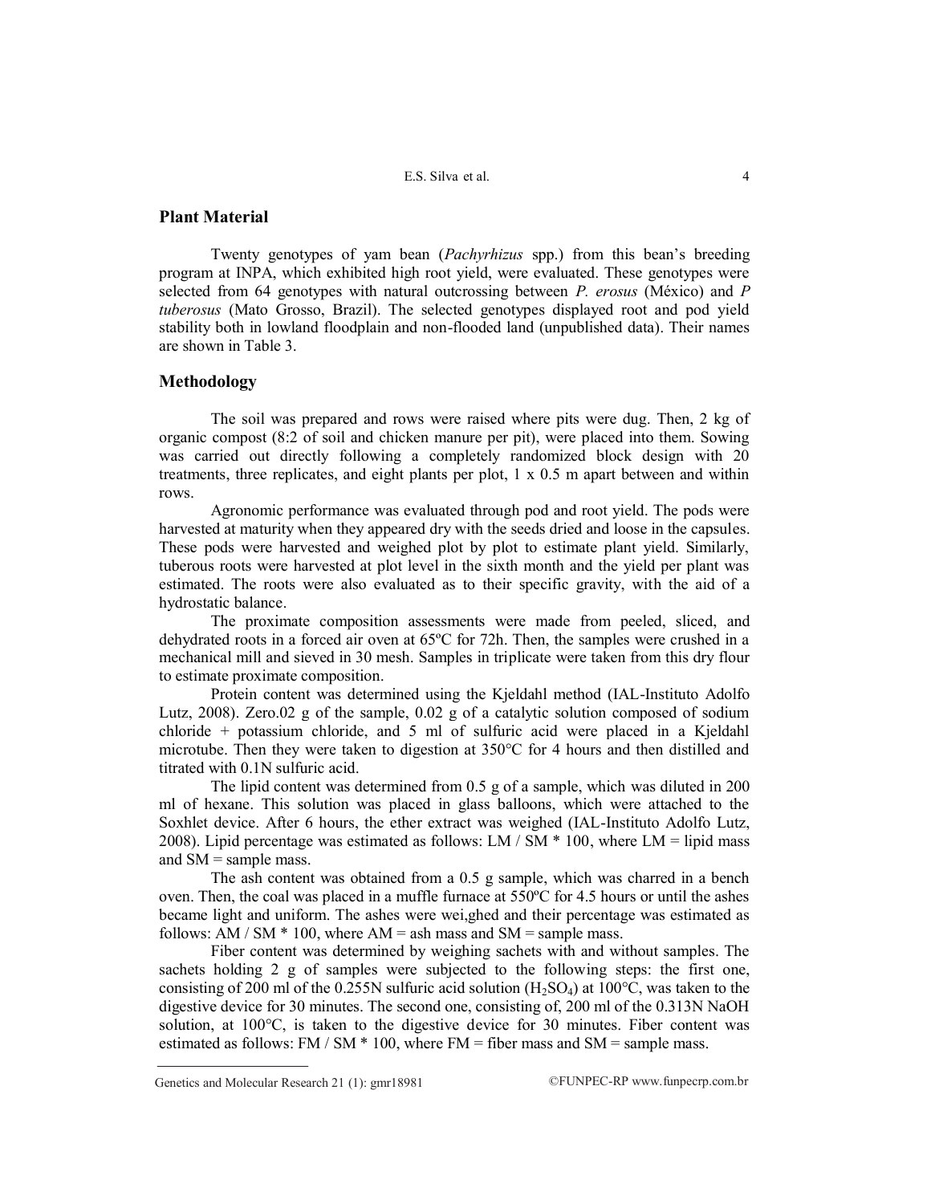## Plant Material

Twenty genotypes of yam bean (*Pachyrhizus* spp.) from this bean's breeding program at INPA, which exhibited high root yield, were evaluated. These genotypes were selected from 64 genotypes with natural outcrossing between *P. erosus* (México) and *P tuberosus* (Mato Grosso, Brazil). The selected genotypes displayed root and pod yield stability both in lowland floodplain and non-flooded land (unpublished data). Their names are shown in Table 3.

## Methodology

The soil was prepared and rows were raised where pits were dug. Then, 2 kg of organic compost (8:2 of soil and chicken manure per pit), were placed into them. Sowing was carried out directly following a completely randomized block design with 20 treatments, three replicates, and eight plants per plot, 1 x 0.5 m apart between and within rows.

Agronomic performance was evaluated through pod and root yield. The pods were harvested at maturity when they appeared dry with the seeds dried and loose in the capsules. These pods were harvested and weighed plot by plot to estimate plant yield. Similarly, tuberous roots were harvested at plot level in the sixth month and the yield per plant was estimated. The roots were also evaluated as to their specific gravity, with the aid of a hydrostatic balance.

The proximate composition assessments were made from peeled, sliced, and dehydrated roots in a forced air oven at 65ºC for 72h. Then, the samples were crushed in a mechanical mill and sieved in 30 mesh. Samples in triplicate were taken from this dry flour to estimate proximate composition.

Protein content was determined using the Kjeldahl method (IAL-Instituto Adolfo Lutz, 2008). Zero.02 g of the sample, 0.02 g of a catalytic solution composed of sodium chloride + potassium chloride, and 5 ml of sulfuric acid were placed in a Kjeldahl microtube. Then they were taken to digestion at 350°C for 4 hours and then distilled and titrated with 0.1N sulfuric acid.

The lipid content was determined from 0.5 g of a sample, which was diluted in 200 ml of hexane. This solution was placed in glass balloons, which were attached to the Soxhlet device. After 6 hours, the ether extract was weighed (IAL-Instituto Adolfo Lutz, 2008). Lipid percentage was estimated as follows: LM / SM * 100, where LM = lipid mass and SM = sample mass.

The ash content was obtained from a 0.5 g sample, which was charred in a bench oven. Then, the coal was placed in a muffle furnace at 550ºC for 4.5 hours or until the ashes became light and uniform. The ashes were wei,ghed and their percentage was estimated as follows: AM / SM * 100, where AM = ash mass and SM = sample mass.

Fiber content was determined by weighing sachets with and without samples. The sachets holding 2 g of samples were subjected to the following steps: the first one, consisting of 200 ml of the 0.255N sulfuric acid solution ($H_2SO_4$) at 100°C, was taken to the digestive device for 30 minutes. The second one, consisting of, 200 ml of the 0.313N NaOH solution, at 100°C, is taken to the digestive device for 30 minutes. Fiber content was estimated as follows: FM / SM * 100, where FM = fiber mass and SM = sample mass.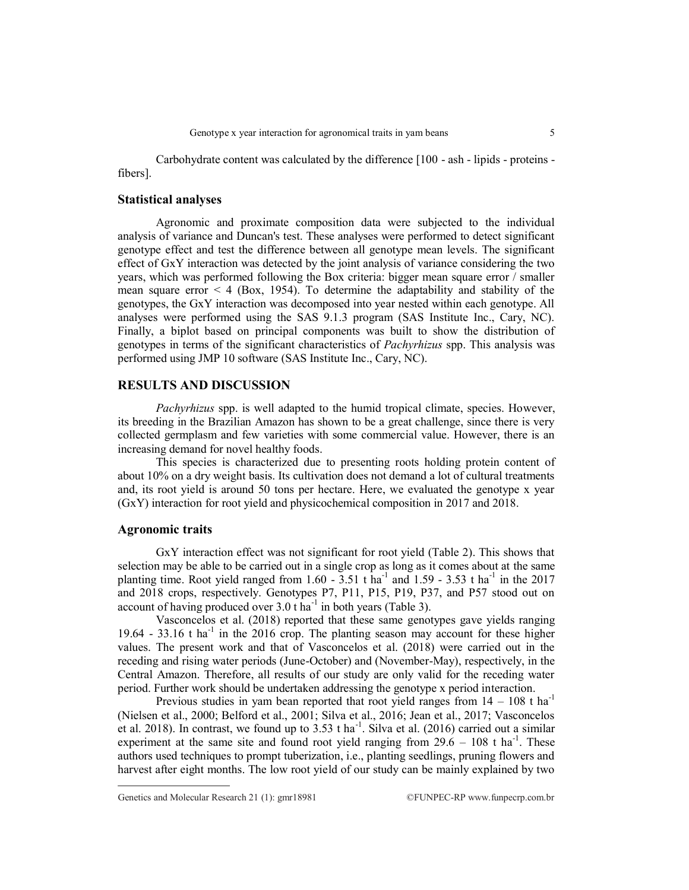Carbohydrate content was calculated by the difference [100 - ash - lipids - proteins - fibers].

### Statistical analyses

Agronomic and proximate composition data were subjected to the individual analysis of variance and Duncan's test. These analyses were performed to detect significant genotype effect and test the difference between all genotype mean levels. The significant effect of GxY interaction was detected by the joint analysis of variance considering the two years, which was performed following the Box criteria: bigger mean square error / smaller mean square error < 4 (Box, 1954). To determine the adaptability and stability of the genotypes, the GxY interaction was decomposed into year nested within each genotype. All analyses were performed using the SAS 9.1.3 program (SAS Institute Inc., Cary, NC). Finally, a biplot based on principal components was built to show the distribution of genotypes in terms of the significant characteristics of *Pachyrhizus* spp. This analysis was performed using JMP 10 software (SAS Institute Inc., Cary, NC).

## RESULTS AND DISCUSSION

*Pachyrhizus* spp. is well adapted to the humid tropical climate, species. However, its breeding in the Brazilian Amazon has shown to be a great challenge, since there is very collected germplasm and few varieties with some commercial value. However, there is an increasing demand for novel healthy foods.

This species is characterized due to presenting roots holding protein content of about 10% on a dry weight basis. Its cultivation does not demand a lot of cultural treatments and, its root yield is around 50 tons per hectare. Here, we evaluated the genotype x year (GxY) interaction for root yield and physicochemical composition in 2017 and 2018.

### Agronomic traits

GxY interaction effect was not significant for root yield (Table 2). This shows that selection may be able to be carried out in a single crop as long as it comes about at the same planting time. Root yield ranged from 1.60 - 3.51 t $ha^{-1}$ and 1.59 - 3.53 t $ha^{-1}$ in the 2017 and 2018 crops, respectively. Genotypes P7, P11, P15, P19, P37, and P57 stood out on account of having produced over 3.0 t $ha^{-1}$ in both years (Table 3).

Vasconcelos et al. (2018) reported that these same genotypes gave yields ranging 19.64 - 33.16 t $ha^{-1}$ in the 2016 crop. The planting season may account for these higher values. The present work and that of Vasconcelos et al. (2018) were carried out in the receding and rising water periods (June-October) and (November-May), respectively, in the Central Amazon. Therefore, all results of our study are only valid for the receding water period. Further work should be undertaken addressing the genotype x period interaction.

Previous studies in yam bean reported that root yield ranges from 14 – 108 t $ha^{-1}$ (Nielsen et al., 2000; Belford et al., 2001; Silva et al., 2016; Jean et al., 2017; Vasconcelos et al. 2018). In contrast, we found up to 3.53 t $ha^{-1}$. Silva et al. (2016) carried out a similar experiment at the same site and found root yield ranging from 29.6 – 108 t $ha^{-1}$. These authors used techniques to prompt tuberization, i.e., planting seedlings, pruning flowers and harvest after eight months. The low root yield of our study can be mainly explained by two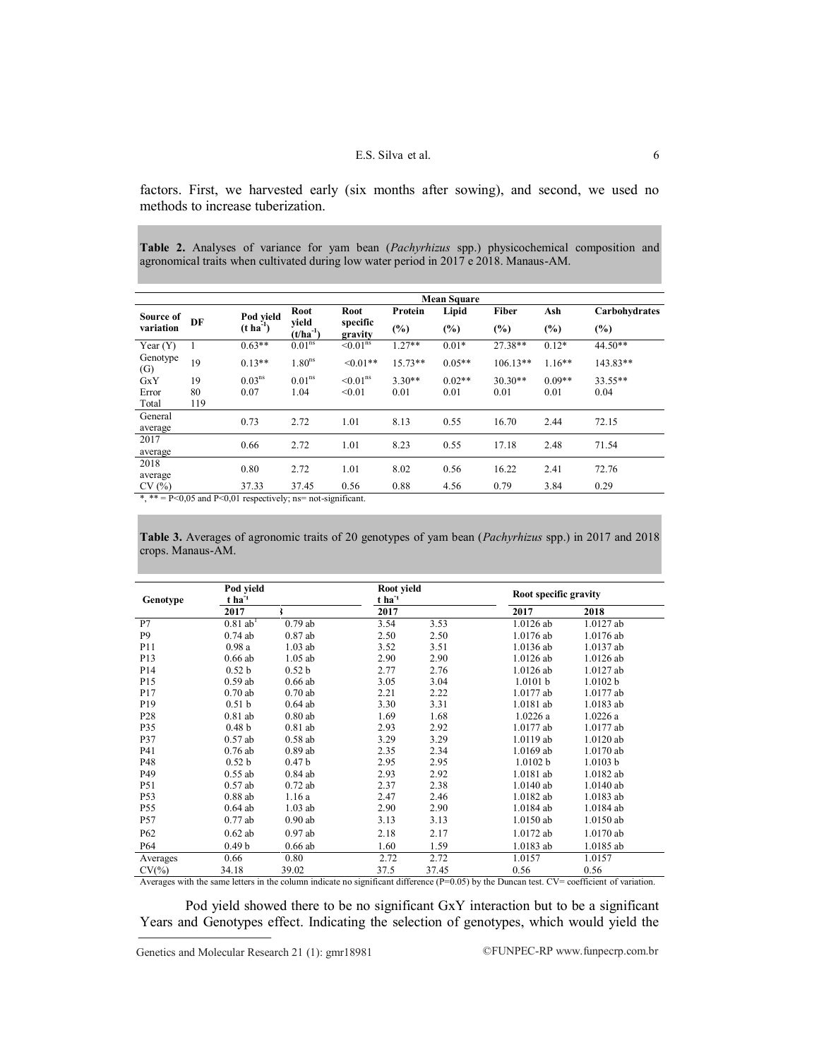factors. First, we harvested early (six months after sowing), and second, we used no methods to increase tuberization.

**Table 2.** Analyses of variance for yam bean (*Pachyrhizus* spp.) physicochemical composition and agronomical traits when cultivated during low water period in 2017 e 2018. Manaus-AM.

| | | Mean Square | | | | | | | |
|---|---|---|---|---|---|---|---|---|---|
| Source of variation | DF | Pod yield (t ha$^{-1}$) | Root yield (t/ha$^{-1}$) | Root specific gravity | Protein (%) | Lipid (%) | Fiber (%) | Ash (%) | Carbohydrates (%) |
| Year (Y) | 1 | 0.63** | 0.01$^{ns}$ | <0.01$^{ns}$ | 1.27** | 0.01* | 27.38** | 0.12* | 44.50** |
| Genotype (G) | 19 | 0.13** | 1.80$^{ns}$ | <0.01** | 15.73** | 0.05** | 106.13** | 1.16** | 143.83** |
| GxY | 19 | 0.03$^{ns}$ | 0.01$^{ns}$ | <0.01$^{ns}$ | 3.30** | 0.02** | 30.30** | 0.09** | 33.55** |
| Error | 80 | 0.07 | 1.04 | <0.01 | 0.01 | 0.01 | 0.01 | 0.01 | 0.04 |
| Total | 119 | | | | | | | | |
| General average | | 0.73 | 2.72 | 1.01 | 8.13 | 0.55 | 16.70 | 2.44 | 72.15 |
| 2017 average | | 0.66 | 2.72 | 1.01 | 8.23 | 0.55 | 17.18 | 2.48 | 71.54 |
| 2018 average | | 0.80 | 2.72 | 1.01 | 8.02 | 0.56 | 16.22 | 2.41 | 72.76 |
| CV (%) | | 37.33 | 37.45 | 0.56 | 0.88 | 4.56 | 0.79 | 3.84 | 0.29 |

*, ** = P<0,05 and P<0,01 respectively; ns= not-significant.

**Table 3.** Averages of agronomic traits of 20 genotypes of yam bean (*Pachyrhizus* spp.) in 2017 and 2018 crops. Manaus-AM.

| Genotype | Pod yield t ha$^{-1}$ | | Root yield t ha$^{-1}$ | | Root specific gravity | |
|---|---|---|---|---|---|---|
| | 2017 | 2018 | 2017 | | 2017 | 2018 |
| P7 | 0.81 ab[1] | 0.79 ab | 3.54 | 3.53 | 1.0126 ab | 1.0127 ab |
| P9 | 0.74 ab | 0.87 ab | 2.50 | 2.50 | 1.0176 ab | 1.0176 ab |
| P11 | 0.98 a | 1.03 ab | 3.52 | 3.51 | 1.0136 ab | 1.0137 ab |
| P13 | 0.66 ab | 1.05 ab | 2.90 | 2.90 | 1.0126 ab | 1.0126 ab |
| P14 | 0.52 b | 0.52 b | 2.77 | 2.76 | 1.0126 ab | 1.0127 ab |
| P15 | 0.59 ab | 0.66 ab | 3.05 | 3.04 | 1.0101 b | 1.0102 b |
| P17 | 0.70 ab | 0.70 ab | 2.21 | 2.22 | 1.0177 ab | 1.0177 ab |
| P19 | 0.51 b | 0.64 ab | 3.30 | 3.31 | 1.0181 ab | 1.0183 ab |
| P28 | 0.81 ab | 0.80 ab | 1.69 | 1.68 | 1.0226 a | 1.0226 a |
| P35 | 0.48 b | 0.81 ab | 2.93 | 2.92 | 1.0177 ab | 1.0177 ab |
| P37 | 0.57 ab | 0.58 ab | 3.29 | 3.29 | 1.0119 ab | 1.0120 ab |
| P41 | 0.76 ab | 0.89 ab | 2.35 | 2.34 | 1.0169 ab | 1.0170 ab |
| P48 | 0.52 b | 0.47 b | 2.95 | 2.95 | 1.0102 b | 1.0103 b |
| P49 | 0.55 ab | 0.84 ab | 2.93 | 2.92 | 1.0181 ab | 1.0182 ab |
| P51 | 0.57 ab | 0.72 ab | 2.37 | 2.38 | 1.0140 ab | 1.0140 ab |
| P53 | 0.88 ab | 1.16 a | 2.47 | 2.46 | 1.0182 ab | 1.0183 ab |
| P55 | 0.64 ab | 1.03 ab | 2.90 | 2.90 | 1.0184 ab | 1.0184 ab |
| P57 | 0.77 ab | 0.90 ab | 3.13 | 3.13 | 1.0150 ab | 1.0150 ab |
| P62 | 0.62 ab | 0.97 ab | 2.18 | 2.17 | 1.0172 ab | 1.0170 ab |
| P64 | 0.49 b | 0.66 ab | 1.60 | 1.59 | 1.0183 ab | 1.0185 ab |
| Averages | 0.66 | 0.80 | 2.72 | 2.72 | 1.0157 | 1.0157 |
| CV(%) | 34.18 | 39.02 | 37.5 | 37.45 | 0.56 | 0.56 |

Averages with the same letters in the column indicate no significant difference (P=0.05) by the Duncan test. CV= coefficient of variation.

Pod yield showed there to be no significant GxY interaction but to be a significant Years and Genotypes effect. Indicating the selection of genotypes, which would yield the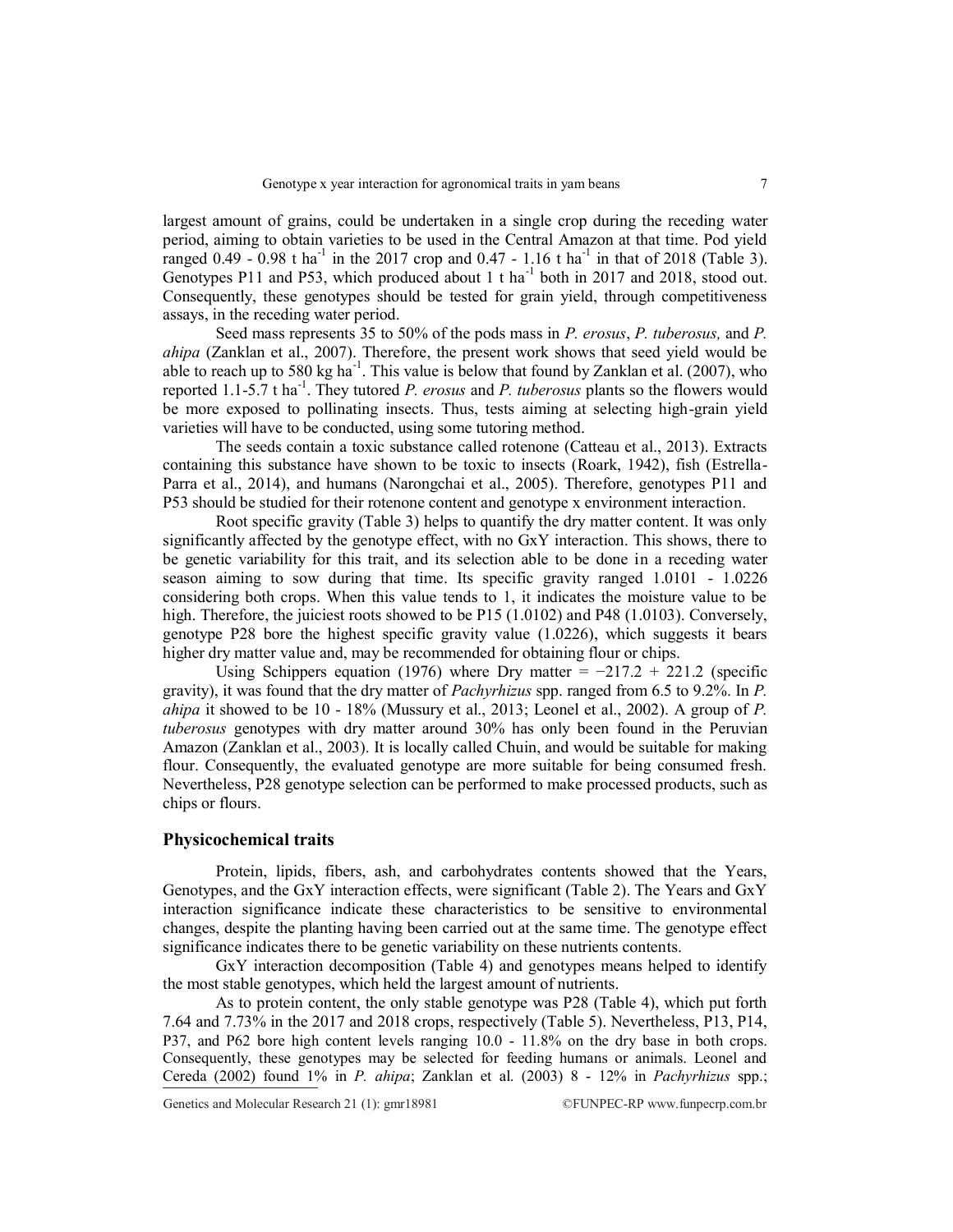largest amount of grains, could be undertaken in a single crop during the receding water period, aiming to obtain varieties to be used in the Central Amazon at that time. Pod yield ranged 0.49 - 0.98 t $ha^{-1}$ in the 2017 crop and 0.47 - 1.16 t $ha^{-1}$ in that of 2018 (Table 3). Genotypes P11 and P53, which produced about 1 t $ha^{-1}$ both in 2017 and 2018, stood out. Consequently, these genotypes should be tested for grain yield, through competitiveness assays, in the receding water period.

Seed mass represents 35 to 50% of the pods mass in *P. erosus*, *P. tuberosus,* and *P. ahipa* (Zanklan et al., 2007). Therefore, the present work shows that seed yield would be able to reach up to 580 kg $ha^{-1}$. This value is below that found by Zanklan et al. (2007), who reported 1.1-5.7 t $ha^{-1}$. They tutored *P. erosus* and *P. tuberosus* plants so the flowers would be more exposed to pollinating insects. Thus, tests aiming at selecting high-grain yield varieties will have to be conducted, using some tutoring method.

The seeds contain a toxic substance called rotenone (Catteau et al., 2013). Extracts containing this substance have shown to be toxic to insects (Roark, 1942), fish (Estrella-Parra et al., 2014), and humans (Narongchai et al., 2005). Therefore, genotypes P11 and P53 should be studied for their rotenone content and genotype x environment interaction.

Root specific gravity (Table 3) helps to quantify the dry matter content. It was only significantly affected by the genotype effect, with no GxY interaction. This shows, there to be genetic variability for this trait, and its selection able to be done in a receding water season aiming to sow during that time. Its specific gravity ranged 1.0101 - 1.0226 considering both crops. When this value tends to 1, it indicates the moisture value to be high. Therefore, the juiciest roots showed to be P15 (1.0102) and P48 (1.0103). Conversely, genotype P28 bore the highest specific gravity value (1.0226), which suggests it bears higher dry matter value and, may be recommended for obtaining flour or chips.

Using Schippers equation (1976) where Dry matter = −217.2 + 221.2 (specific gravity), it was found that the dry matter of *Pachyrhizus* spp. ranged from 6.5 to 9.2%. In *P. ahipa* it showed to be 10 - 18% (Mussury et al., 2013; Leonel et al., 2002). A group of *P. tuberosus* genotypes with dry matter around 30% has only been found in the Peruvian Amazon (Zanklan et al., 2003). It is locally called Chuin, and would be suitable for making flour. Consequently, the evaluated genotype are more suitable for being consumed fresh. Nevertheless, P28 genotype selection can be performed to make processed products, such as chips or flours.

## Physicochemical traits

Protein, lipids, fibers, ash, and carbohydrates contents showed that the Years, Genotypes, and the GxY interaction effects, were significant (Table 2). The Years and GxY interaction significance indicate these characteristics to be sensitive to environmental changes, despite the planting having been carried out at the same time. The genotype effect significance indicates there to be genetic variability on these nutrients contents.

GxY interaction decomposition (Table 4) and genotypes means helped to identify the most stable genotypes, which held the largest amount of nutrients.

As to protein content, the only stable genotype was P28 (Table 4), which put forth 7.64 and 7.73% in the 2017 and 2018 crops, respectively (Table 5). Nevertheless, P13, P14, P37, and P62 bore high content levels ranging 10.0 - 11.8% on the dry base in both crops. Consequently, these genotypes may be selected for feeding humans or animals. Leonel and Cereda (2002) found 1% in *P. ahipa*; Zanklan et al. (2003) 8 - 12% in *Pachyrhizus* spp.;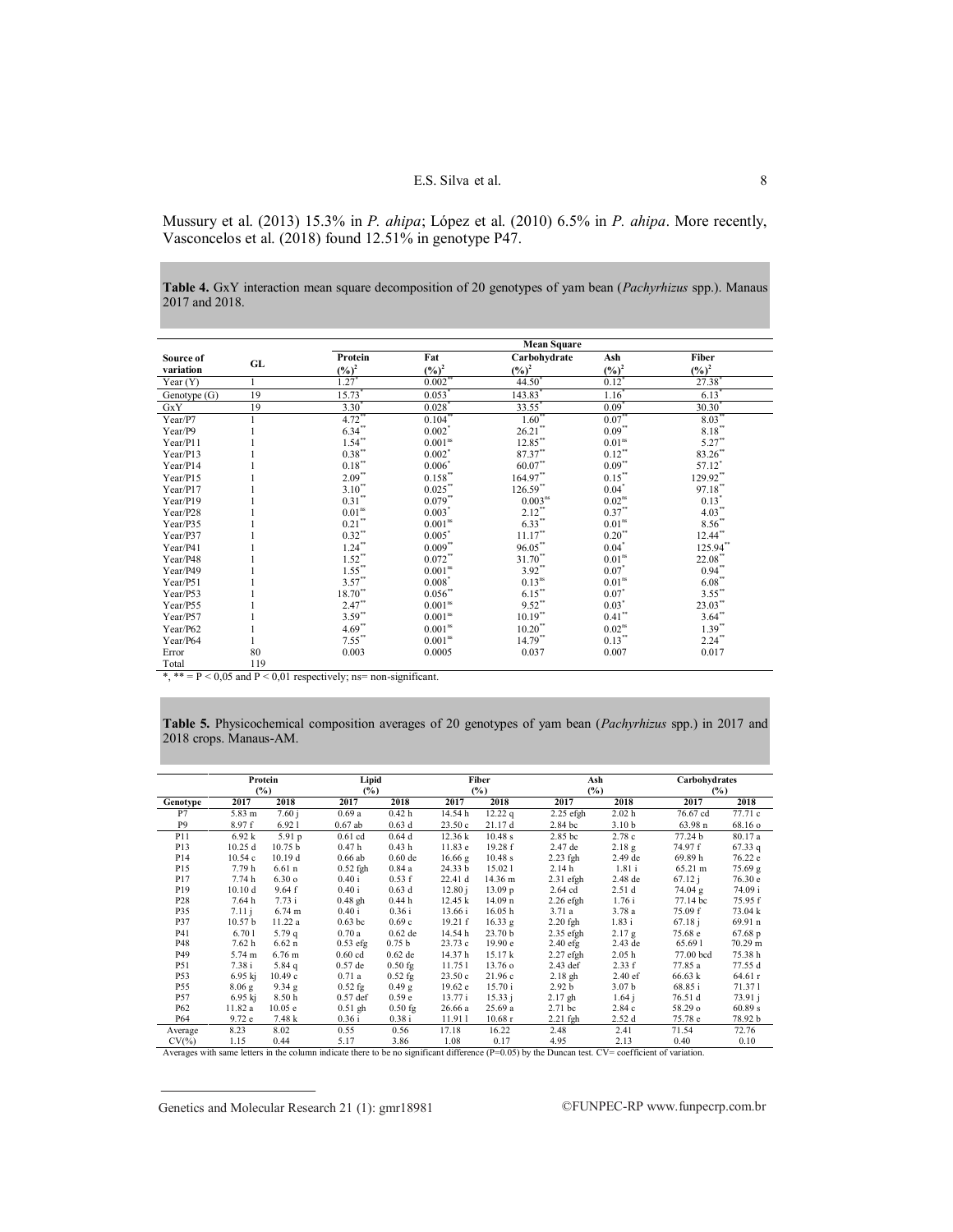Mussury et al. (2013) 15.3% in *P. ahipa*; López et al. (2010) 6.5% in *P. ahipa*. More recently, Vasconcelos et al. (2018) found 12.51% in genotype P47.

**Table 4.** GxY interaction mean square decomposition of 20 genotypes of yam bean (*Pachyrhizus* spp.). Manaus 2017 and 2018.

| Source of variation | GL | Protein $(\%)^2$ | Fat $(\%)^2$ | Carbohydrate $(\%)^2$ | Ash $(\%)^2$ | Fiber $(\%)^2$ |
|---|---|---|---|---|---|---|
| Year (Y) | 1 | 1.27* | 0.002** | 44.50* | 0.12* | 27.38* |
| Genotype (G) | 19 | 15.73* | 0.053* | 143.83* | 1.16* | 6.13* |
| GxY | 19 | 3.30* | 0.028* | 33.55* | 0.09* | 30.30* |
| Year/P7 | 1 | 4.72** | 0.104** | 1.60** | 0.07** | 8.03** |
| Year/P9 | 1 | 6.34** | 0.002* | 26.21** | 0.09** | 8.18** |
| Year/P11 | 1 | 1.54** | 0.001ns | 12.85** | 0.01ns | 5.27** |
| Year/P13 | 1 | 0.38** | 0.002* | 87.37** | 0.12** | 83.26** |
| Year/P14 | 1 | 0.18** | 0.006* | 60.07** | 0.09** | 57.12* |
| Year/P15 | 1 | 2.09** | 0.158** | 164.97** | 0.15** | 129.92** |
| Year/P17 | 1 | 3.10** | 0.025** | 126.59** | 0.04* | 97.18** |
| Year/P19 | 1 | 0.31** | 0.079** | 0.003ns | 0.02ns | 0.13* |
| Year/P28 | 1 | 0.01ns | 0.003* | 2.12** | 0.37** | 4.03** |
| Year/P35 | 1 | 0.21** | 0.001ns | 6.33** | 0.01ns | 8.56** |
| Year/P37 | 1 | 0.32** | 0.005* | 11.17** | 0.20** | 12.44** |
| Year/P41 | 1 | 1.24** | 0.009** | 96.05** | 0.04* | 125.94** |
| Year/P48 | 1 | 1.52** | 0.072** | 31.70** | 0.01ns | 22.08** |
| Year/P49 | 1 | 1.55** | 0.001ns | 3.92** | 0.07* | 0.94** |
| Year/P51 | 1 | 3.57** | 0.008* | 0.13ns | 0.01ns | 6.08** |
| Year/P53 | 1 | 18.70** | 0.056** | 6.15** | 0.07* | 3.55** |
| Year/P55 | 1 | 2.47** | 0.001ns | 9.52** | 0.03* | 23.03** |
| Year/P57 | 1 | 3.59** | 0.001ns | 10.19** | 0.41** | 3.64** |
| Year/P62 | 1 | 4.69** | 0.001ns | 10.20** | 0.02ns | 1.39** |
| Year/P64 | 1 | 7.55** | 0.001ns | 14.79** | 0.13** | 2.24** |
| Error | 80 | 0.003 | 0.0005 | 0.037 | 0.007 | 0.017 |
| Total | 119 | | | | | |

*, ** = P < 0,05 and P < 0,01 respectively; ns= non-significant.

**Table 5.** Physicochemical composition averages of 20 genotypes of yam bean (*Pachyrhizus* spp.) in 2017 and 2018 crops. Manaus-AM.

| | Protein (%) | | Lipid (%) | | Fiber (%) | | Ash (%) | | Carbohydrates (%) | |
|---|---|---|---|---|---|---|---|---|---|---|
| Genotype | 2017 | 2018 | 2017 | 2018 | 2017 | 2018 | 2017 | 2018 | 2017 | 2018 |
| P7 | 5.83 m | 7.60 j | 0.69 a | 0.42 h | 14.54 h | 12.22 q | 2.25 efgh | 2.02 h | 76.67 cd | 77.71 c |
| P9 | 8.97 f | 6.92 l | 0.67 ab | 0.63 d | 23.50 c | 21.17 d | 2.84 bc | 3.10 b | 63.98 n | 68.16 o |
| P11 | 6.92 k | 5.91 p | 0.61 cd | 0.64 d | 12.36 k | 10.48 s | 2.85 bc | 2.78 c | 77.24 b | 80.17 a |
| P13 | 10.25 d | 10.75 b | 0.47 h | 0.43 h | 11.83 e | 19.28 f | 2.47 de | 2.18 g | 74.97 f | 67.33 q |
| P14 | 10.54 c | 10.19 d | 0.66 ab | 0.60 de | 16.66 g | 10.48 s | 2.23 fgh | 2.49 de | 69.89 h | 76.22 e |
| P15 | 7.79 h | 6.61 n | 0.52 fgh | 0.84 a | 24.33 b | 15.02 l | 2.14 h | 1.81 i | 65.21 m | 75.69 g |
| P17 | 7.74 h | 6.30 o | 0.40 i | 0.53 f | 22.41 d | 14.36 m | 2.31 efgh | 2.48 de | 67.12 j | 76.30 e |
| P19 | 10.10 d | 9.64 f | 0.40 i | 0.63 d | 12.80 j | 13.09 p | 2.64 cd | 2.51 d | 74.04 g | 74.09 i |
| P28 | 7.64 h | 7.73 i | 0.48 gh | 0.44 h | 12.45 k | 14.09 n | 2.26 efgh | 1.76 i | 77.14 bc | 75.95 f |
| P35 | 7.11 j | 6.74 m | 0.40 i | 0.36 i | 13.66 i | 16.05 h | 3.71 a | 3.78 a | 75.09 f | 73.04 k |
| P37 | 10.57 b | 11.22 a | 0.63 bc | 0.69 c | 19.21 f | 16.33 g | 2.20 fgh | 1.83 i | 67.18 j | 69.91 n |
| P41 | 6.70 l | 5.79 q | 0.70 a | 0.62 de | 14.54 h | 23.70 b | 2.35 efgh | 2.17 g | 75.68 e | 67.68 p |
| P48 | 7.62 h | 6.62 n | 0.53 efg | 0.75 b | 23.73 c | 14.09 n | 2.40 efg | 2.43 de | 65.69 l | 70.29 m |
| P49 | 5.74 m | 6.76 m | 0.60 cd | 0.62 de | 14.37 h | 15.17 k | 2.27 efgh | 2.05 h | 77.00 bcd | 75.38 h |
| P51 | 7.38 i | 5.84 q | 0.57 de | 0.50 fg | 11.75 l | 13.76 o | 2.43 def | 2.33 f | 77.85 a | 77.55 d |
| P53 | 6.95 kj | 10.49 c | 0.71 a | 0.52 fg | 23.50 c | 21.96 c | 2.18 gh | 2.40 ef | 66.63 k | 64.61 r |
| P55 | 8.06 g | 9.34 g | 0.52 fg | 0.49 g | 19.62 e | 15.70 i | 2.92 b | 3.07 b | 68.85 i | 71.37 l |
| P57 | 6.95 kj | 8.50 h | 0.57 def | 0.59 e | 13.77 i | 15.33 j | 2.17 gh | 1.64 j | 76.51 d | 73.91 j |
| P62 | 11.82 a | 10.05 e | 0.51 gh | 0.50 fg | 26.66 a | 25.69 a | 2.71 bc | 2.84 c | 58.29 o | 60.89 s |
| P64 | 9.72 e | 7.48 k | 0.36 i | 0.38 i | 11.91 l | 10.68 r | 2.21 fgh | 2.52 d | 75.78 e | 78.92 b |
| Average | 8.23 | 8.02 | 0.55 | 0.56 | 17.18 | 16.22 | 2.48 | 2.41 | 71.54 | 72.76 |
| CV(%) | 1.15 | 0.44 | 5.17 | 3.86 | 1.08 | 0.17 | 4.95 | 2.13 | 0.40 | 0.10 |

Averages with same letters in the column indicate there to be no significant difference (P=0.05) by the Duncan test. CV= coefficient of variation.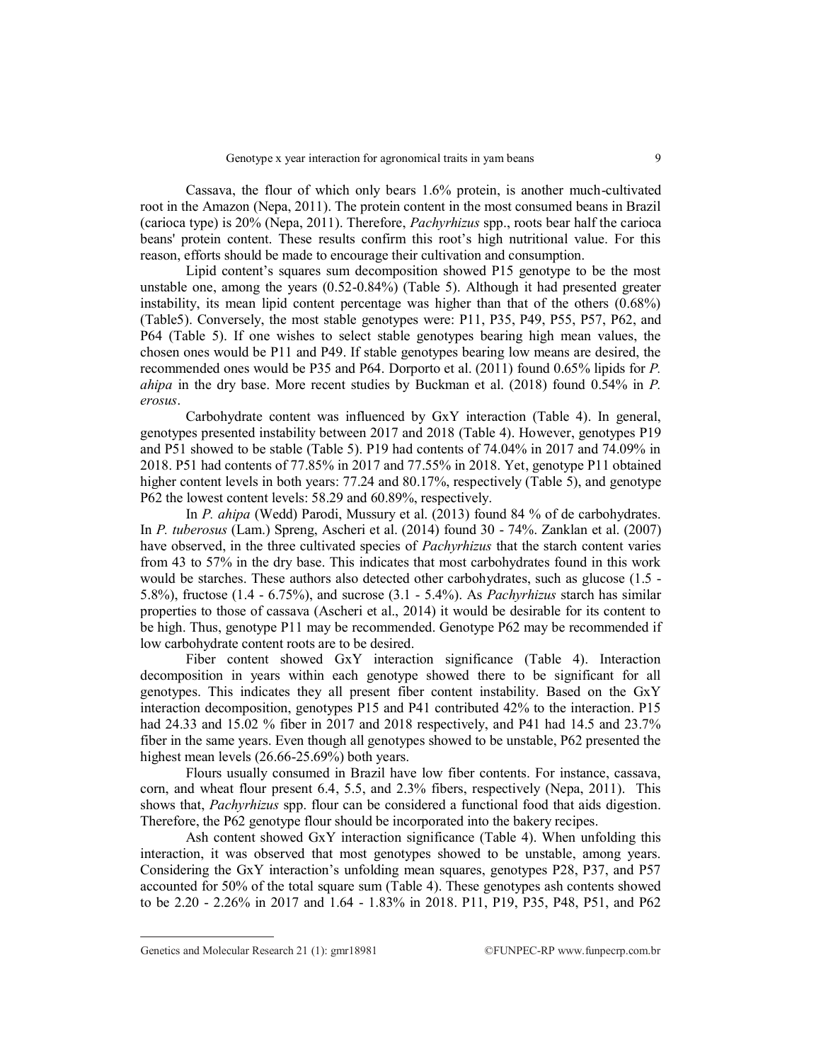Cassava, the flour of which only bears 1.6% protein, is another much-cultivated root in the Amazon (Nepa, 2011). The protein content in the most consumed beans in Brazil (carioca type) is 20% (Nepa, 2011). Therefore, *Pachyrhizus* spp., roots bear half the carioca beans' protein content. These results confirm this root's high nutritional value. For this reason, efforts should be made to encourage their cultivation and consumption.

Lipid content's squares sum decomposition showed P15 genotype to be the most unstable one, among the years (0.52-0.84%) (Table 5). Although it had presented greater instability, its mean lipid content percentage was higher than that of the others (0.68%) (Table5). Conversely, the most stable genotypes were: P11, P35, P49, P55, P57, P62, and P64 (Table 5). If one wishes to select stable genotypes bearing high mean values, the chosen ones would be P11 and P49. If stable genotypes bearing low means are desired, the recommended ones would be P35 and P64. Dorporto et al. (2011) found 0.65% lipids for *P. ahipa* in the dry base. More recent studies by Buckman et al. (2018) found 0.54% in *P. erosus*.

Carbohydrate content was influenced by GxY interaction (Table 4). In general, genotypes presented instability between 2017 and 2018 (Table 4). However, genotypes P19 and P51 showed to be stable (Table 5). P19 had contents of 74.04% in 2017 and 74.09% in 2018. P51 had contents of 77.85% in 2017 and 77.55% in 2018. Yet, genotype P11 obtained higher content levels in both years: 77.24 and 80.17%, respectively (Table 5), and genotype P62 the lowest content levels: 58.29 and 60.89%, respectively.

In *P. ahipa* (Wedd) Parodi, Mussury et al. (2013) found 84 % of de carbohydrates. In *P. tuberosus* (Lam.) Spreng, Ascheri et al. (2014) found 30 - 74%. Zanklan et al. (2007) have observed, in the three cultivated species of *Pachyrhizus* that the starch content varies from 43 to 57% in the dry base. This indicates that most carbohydrates found in this work would be starches. These authors also detected other carbohydrates, such as glucose (1.5 - 5.8%), fructose (1.4 - 6.75%), and sucrose (3.1 - 5.4%). As *Pachyrhizus* starch has similar properties to those of cassava (Ascheri et al., 2014) it would be desirable for its content to be high. Thus, genotype P11 may be recommended. Genotype P62 may be recommended if low carbohydrate content roots are to be desired.

Fiber content showed GxY interaction significance (Table 4). Interaction decomposition in years within each genotype showed there to be significant for all genotypes. This indicates they all present fiber content instability. Based on the GxY interaction decomposition, genotypes P15 and P41 contributed 42% to the interaction. P15 had 24.33 and 15.02 % fiber in 2017 and 2018 respectively, and P41 had 14.5 and 23.7% fiber in the same years. Even though all genotypes showed to be unstable, P62 presented the highest mean levels (26.66-25.69%) both years.

Flours usually consumed in Brazil have low fiber contents. For instance, cassava, corn, and wheat flour present 6.4, 5.5, and 2.3% fibers, respectively (Nepa, 2011). This shows that, *Pachyrhizus* spp. flour can be considered a functional food that aids digestion. Therefore, the P62 genotype flour should be incorporated into the bakery recipes.

Ash content showed GxY interaction significance (Table 4). When unfolding this interaction, it was observed that most genotypes showed to be unstable, among years. Considering the GxY interaction's unfolding mean squares, genotypes P28, P37, and P57 accounted for 50% of the total square sum (Table 4). These genotypes ash contents showed to be 2.20 - 2.26% in 2017 and 1.64 - 1.83% in 2018. P11, P19, P35, P48, P51, and P62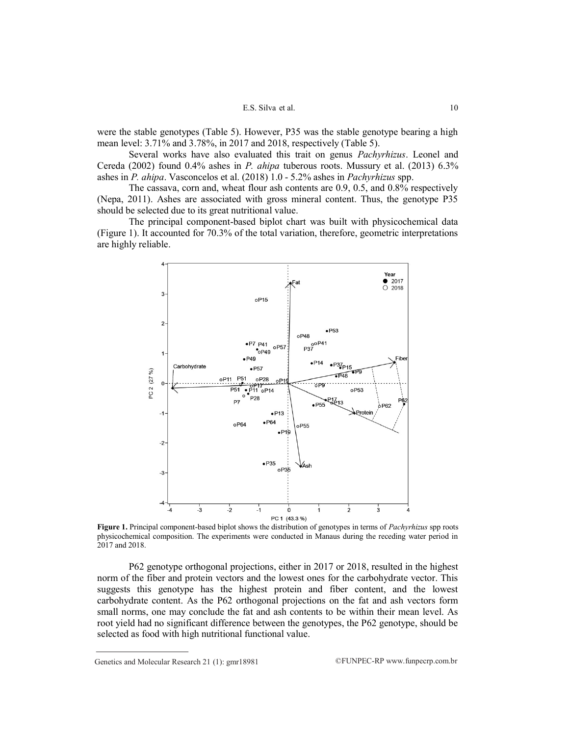were the stable genotypes (Table 5). However, P35 was the stable genotype bearing a high mean level: 3.71% and 3.78%, in 2017 and 2018, respectively (Table 5).

Several works have also evaluated this trait on genus *Pachyrhizus*. Leonel and Cereda (2002) found 0.4% ashes in *P. ahipa* tuberous roots. Mussury et al. (2013) 6.3% ashes in *P. ahipa*. Vasconcelos et al. (2018) 1.0 - 5.2% ashes in *Pachyrhizus* spp.

The cassava, corn and, wheat flour ash contents are 0.9, 0.5, and 0.8% respectively (Nepa, 2011). Ashes are associated with gross mineral content. Thus, the genotype P35 should be selected due to its great nutritional value.

The principal component-based biplot chart was built with physicochemical data (Figure 1). It accounted for 70.3% of the total variation, therefore, geometric interpretations are highly reliable.

**Figure 1.** Principal component-based biplot shows the distribution of genotypes in terms of *Pachyrhizus* spp roots physicochemical composition. The experiments were conducted in Manaus during the receding water period in 2017 and 2018.

P62 genotype orthogonal projections, either in 2017 or 2018, resulted in the highest norm of the fiber and protein vectors and the lowest ones for the carbohydrate vector. This suggests this genotype has the highest protein and fiber content, and the lowest carbohydrate content. As the P62 orthogonal projections on the fat and ash vectors form small norms, one may conclude the fat and ash contents to be within their mean level. As root yield had no significant difference between the genotypes, the P62 genotype, should be selected as food with high nutritional functional value.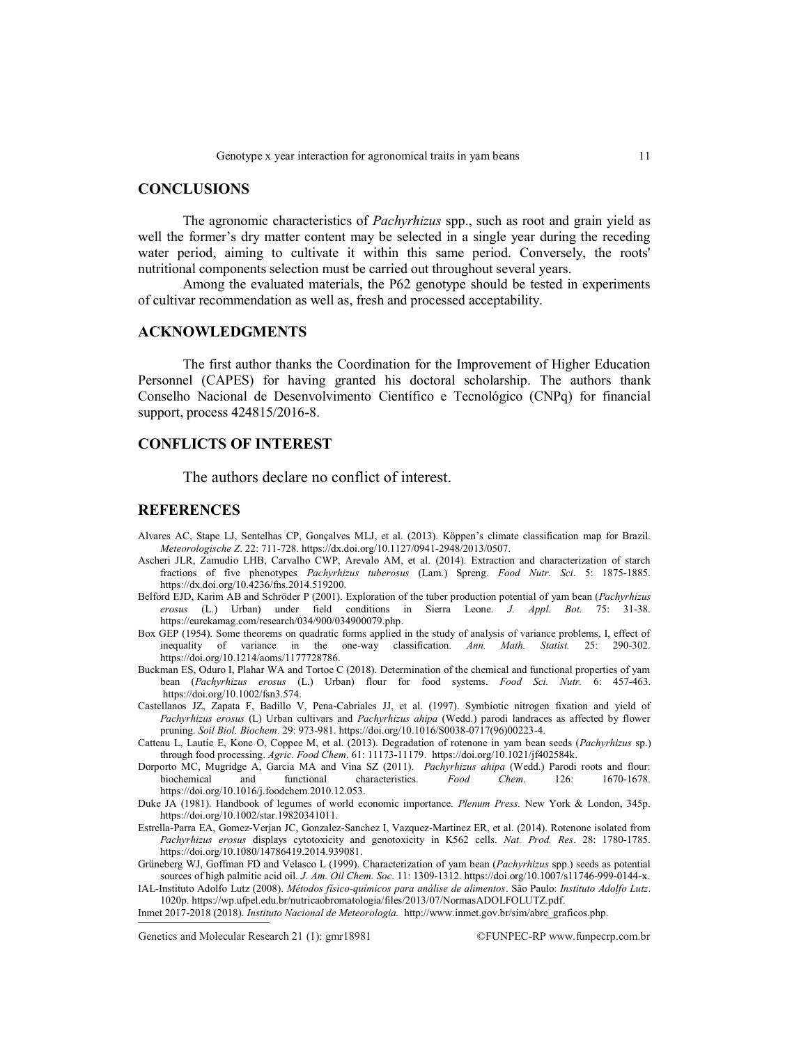## CONCLUSIONS

The agronomic characteristics of *Pachyrhizus* spp., such as root and grain yield as well the former's dry matter content may be selected in a single year during the receding water period, aiming to cultivate it within this same period. Conversely, the roots' nutritional components selection must be carried out throughout several years.

Among the evaluated materials, the P62 genotype should be tested in experiments of cultivar recommendation as well as, fresh and processed acceptability.

## ACKNOWLEDGMENTS

The first author thanks the Coordination for the Improvement of Higher Education Personnel (CAPES) for having granted his doctoral scholarship. The authors thank Conselho Nacional de Desenvolvimento Científico e Tecnológico (CNPq) for financial support, process 424815/2016-8.

## CONFLICTS OF INTEREST

The authors declare no conflict of interest.

## REFERENCES

Alvares AC, Stape LJ, Sentelhas CP, Gonçalves MLJ, et al. (2013). Köppen's climate classification map for Brazil. *Meteorologische Z*. 22: 711-728. https://dx.doi.org/10.1127/0941-2948/2013/0507.

Ascheri JLR, Zamudio LHB, Carvalho CWP, Arevalo AM, et al. (2014). Extraction and characterization of starch fractions of five phenotypes *Pachyrhizus tuberosus* (Lam.) Spreng. *Food Nutr. Sci*. 5: 1875-1885. https://dx.doi.org/10.4236/fns.2014.519200.

Belford EJD, Karim AB and Schröder P (2001). Exploration of the tuber production potential of yam bean (*Pachyrhizus erosus* (L.) Urban) under field conditions in Sierra Leone. *J. Appl. Bot.* 75: 31-38. https://eurekamag.com/research/034/900/034900079.php.

Box GEP (1954). Some theorems on quadratic forms applied in the study of analysis of variance problems, I, effect of inequality of variance in the one-way classification. *Ann. Math. Statist.* 25: 290-302. https://doi.org/10.1214/aoms/1177728786.

Buckman ES, Oduro I, Plahar WA and Tortoe C (2018). Determination of the chemical and functional properties of yam bean (*Pachyrhizus erosus* (L.) Urban) flour for food systems. *Food Sci. Nutr.* 6: 457-463. https://doi.org/10.1002/fsn3.574.

Castellanos JZ, Zapata F, Badillo V, Pena-Cabriales JJ, et al. (1997). Symbiotic nitrogen fixation and yield of *Pachyrhizus erosus* (L) Urban cultivars and *Pachyrhizus ahipa* (Wedd.) parodi landraces as affected by flower pruning. *Soil Biol. Biochem*. 29: 973-981. https://doi.org/10.1016/S0038-0717(96)00223-4.

Catteau L, Lautie E, Kone O, Coppee M, et al. (2013). Degradation of rotenone in yam bean seeds (*Pachyrhizus* sp.) through food processing. *Agric. Food Chem*. 61: 11173-11179. https://doi.org/10.1021/jf402584k.

Dorporto MC, Mugridge A, Garcia MA and Vina SZ (2011). *Pachyrhizus ahipa* (Wedd.) Parodi roots and flour: biochemical and functional characteristics. *Food Chem*. 126: 1670-1678. https://doi.org/10.1016/j.foodchem.2010.12.053.

Duke JA (1981). Handbook of legumes of world economic importance. *Plenum Press.* New York & London, 345p. https://doi.org/10.1002/star.19820341011.

Estrella-Parra EA, Gomez-Verjan JC, Gonzalez-Sanchez I, Vazquez-Martinez ER, et al. (2014). Rotenone isolated from *Pachyrhizus erosus* displays cytotoxicity and genotoxicity in K562 cells. *Nat. Prod. Res*. 28: 1780-1785. https://doi.org/10.1080/14786419.2014.939081.

Grüneberg WJ, Goffman FD and Velasco L (1999). Characterization of yam bean (*Pachyrhizus* spp.) seeds as potential sources of high palmitic acid oil. *J. Am. Oil Chem. Soc*. 11: 1309-1312. https://doi.org/10.1007/s11746-999-0144-x.

IAL-Instituto Adolfo Lutz (2008). *Métodos físico-químicos para análise de alimentos*. São Paulo: *Instituto Adolfo Lutz*. 1020p. https://wp.ufpel.edu.br/nutricaobromatologia/files/2013/07/NormasADOLFOLUTZ.pdf.

Inmet 2017-2018 (2018). *Instituto Nacional de Meteorologia.* http://www.inmet.gov.br/sim/abre_graficos.php.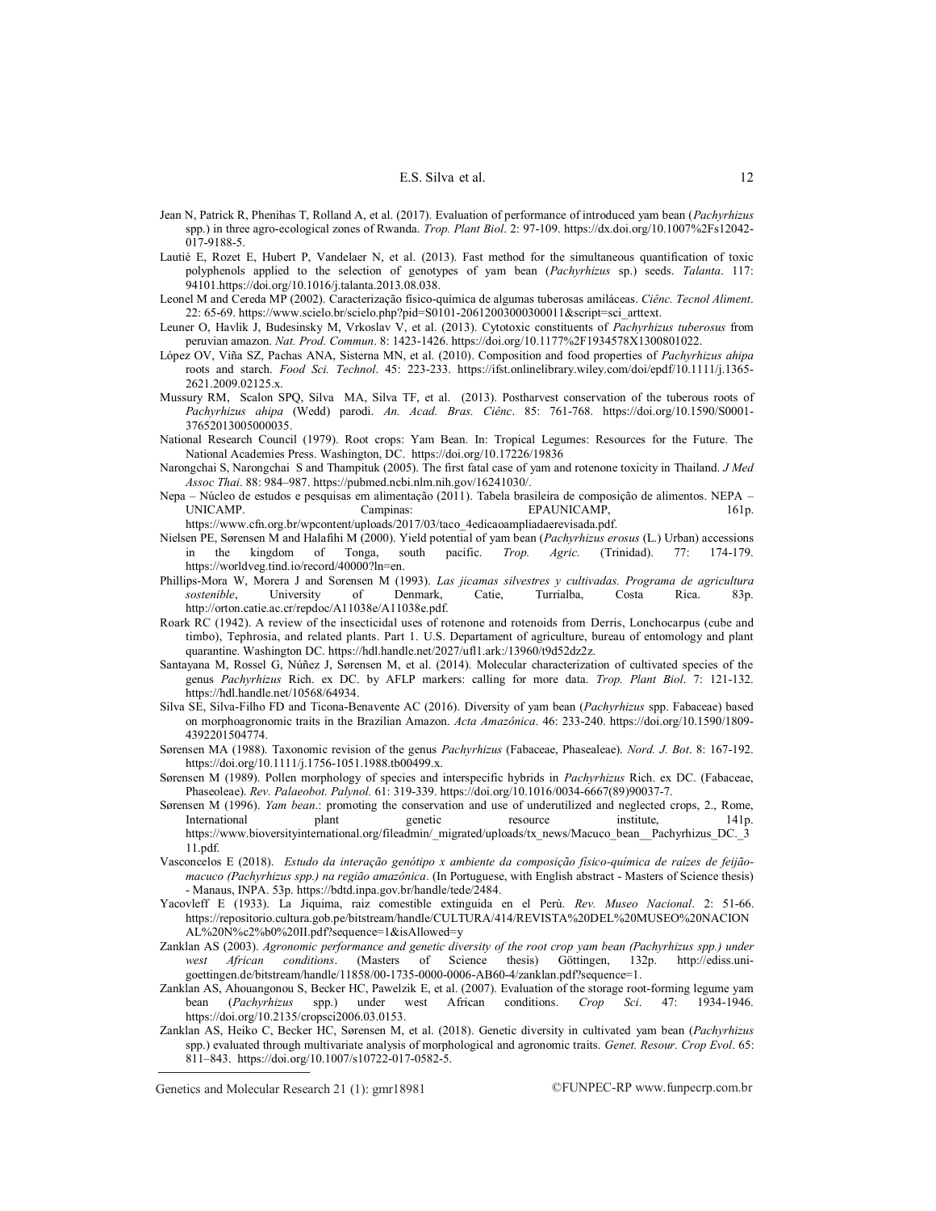Jean N, Patrick R, Phenihas T, Rolland A, et al. (2017). Evaluation of performance of introduced yam bean (*Pachyrhizus* spp.) in three agro-ecological zones of Rwanda. *Trop. Plant Biol*. 2: 97-109. https://dx.doi.org/10.1007%2Fs12042-017-9188-5.

Lautié E, Rozet E, Hubert P, Vandelaer N, et al. (2013). Fast method for the simultaneous quantification of toxic polyphenols applied to the selection of genotypes of yam bean (*Pachyrhizus* sp.) seeds. *Talanta*. 117: 94101.https://doi.org/10.1016/j.talanta.2013.08.038.

Leonel M and Cereda MP (2002). Caracterização físico-química de algumas tuberosas amiláceas. *Ciênc. Tecnol Aliment*. 22: 65-69. https://www.scielo.br/scielo.php?pid=S0101-20612003000300011&script=sci_arttext.

Leuner O, Havlik J, Budesinsky M, Vrkoslav V, et al. (2013). Cytotoxic constituents of *Pachyrhizus tuberosus* from peruvian amazon. *Nat. Prod. Commun*. 8: 1423-1426. https://doi.org/10.1177%2F1934578X1300801022.

López OV, Viña SZ, Pachas ANA, Sisterna MN, et al. (2010). Composition and food properties of *Pachyrhizus ahipa* roots and starch. *Food Sci. Technol*. 45: 223-233. https://ifst.onlinelibrary.wiley.com/doi/epdf/10.1111/j.1365-2621.2009.02125.x.

Mussury RM, Scalon SPQ, Silva MA, Silva TF, et al. (2013). Postharvest conservation of the tuberous roots of *Pachyrhizus ahipa* (Wedd) parodi. *An. Acad. Bras. Ciênc*. 85: 761-768. https://doi.org/10.1590/S0001-37652013005000035.

National Research Council (1979). Root crops: Yam Bean. In: Tropical Legumes: Resources for the Future. The National Academies Press. Washington, DC. https://doi.org/10.17226/19836

Narongchai S, Narongchai S and Thampituk (2005). The first fatal case of yam and rotenone toxicity in Thailand. *J Med Assoc Thai*. 88: 984–987. https://pubmed.ncbi.nlm.nih.gov/16241030/.

Nepa – Núcleo de estudos e pesquisas em alimentação (2011). Tabela brasileira de composição de alimentos. NEPA – UNICAMP. Campinas: EPAUNICAMP, 161p. https://www.cfn.org.br/wpcontent/uploads/2017/03/taco_4edicaoampliadaerevisada.pdf.

Nielsen PE, Sørensen M and Halafihi M (2000). Yield potential of yam bean (*Pachyrhizus erosus* (L.) Urban) accessions in the kingdom of Tonga, south pacific. *Trop. Agric.* (Trinidad). 77: 174-179. https://worldveg.tind.io/record/40000?ln=en.

Phillips-Mora W, Morera J and Sorensen M (1993). *Las jicamas silvestres y cultivadas. Programa de agricultura sostenible*, University of Denmark, Catie, Turrialba, Costa Rica. 83p. http://orton.catie.ac.cr/repdoc/A11038e/A11038e.pdf.

Roark RC (1942). A review of the insecticidal uses of rotenone and rotenoids from Derris, Lonchocarpus (cube and timbo), Tephrosia, and related plants. Part 1. U.S. Departament of agriculture, bureau of entomology and plant quarantine. Washington DC. https://hdl.handle.net/2027/ufl1.ark:/13960/t9d52dz2z.

Santayana M, Rossel G, Núñez J, Sørensen M, et al. (2014). Molecular characterization of cultivated species of the genus *Pachyrhizus* Rich. ex DC. by AFLP markers: calling for more data. *Trop. Plant Biol*. 7: 121-132. https://hdl.handle.net/10568/64934.

Silva SE, Silva-Filho FD and Ticona-Benavente AC (2016). Diversity of yam bean (*Pachyrhizus* spp. Fabaceae) based on morphoagronomic traits in the Brazilian Amazon. *Acta Amazônica*. 46: 233-240. https://doi.org/10.1590/1809-4392201504774.

Sørensen MA (1988). Taxonomic revision of the genus *Pachyrhizus* (Fabaceae, Phasealeae). *Nord. J. Bot*. 8: 167-192. https://doi.org/10.1111/j.1756-1051.1988.tb00499.x.

Sørensen M (1989). Pollen morphology of species and interspecific hybrids in *Pachyrhizus* Rich. ex DC. (Fabaceae, Phaseoleae). *Rev. Palaeobot. Palynol.* 61: 319-339. https://doi.org/10.1016/0034-6667(89)90037-7.

Sørensen M (1996). *Yam bean*.: promoting the conservation and use of underutilized and neglected crops, 2., Rome, International plant genetic resource institute, 141p. https://www.bioversityinternational.org/fileadmin/_migrated/uploads/tx_news/Macuco_bean__Pachyrhizus_DC._311.pdf.

Vasconcelos E (2018). *Estudo da interação genótipo x ambiente da composição físico-química de raízes de feijão-macuco (Pachyrhizus spp.) na região amazônica*. (In Portuguese, with English abstract - Masters of Science thesis) - Manaus, INPA. 53p. https://bdtd.inpa.gov.br/handle/tede/2484.

Yacovleff E (1933). La Jiquima, raiz comestible extinguida en el Perú. *Rev. Museo Nacional*. 2: 51-66. https://repositorio.cultura.gob.pe/bitstream/handle/CULTURA/414/REVISTA%20DEL%20MUSEO%20NACIONAL%20N%c2%b0%20II.pdf?sequence=1&isAllowed=y

Zanklan AS (2003). *Agronomic performance and genetic diversity of the root crop yam bean (Pachyrhizus spp.) under west African conditions*. (Masters of Science thesis) Göttingen, 132p. http://ediss.uni-goettingen.de/bitstream/handle/11858/00-1735-0000-0006-AB60-4/zanklan.pdf?sequence=1.

Zanklan AS, Ahouangonou S, Becker HC, Pawelzik E, et al. (2007). Evaluation of the storage root-forming legume yam bean (*Pachyrhizus* spp.) under west African conditions. *Crop Sci*. 47: 1934-1946. https://doi.org/10.2135/cropsci2006.03.0153.

Zanklan AS, Heiko C, Becker HC, Sørensen M, et al. (2018). Genetic diversity in cultivated yam bean (*Pachyrhizus* spp.) evaluated through multivariate analysis of morphological and agronomic traits. *Genet. Resour. Crop Evol*. 65: 811–843. https://doi.org/10.1007/s10722-017-0582-5.